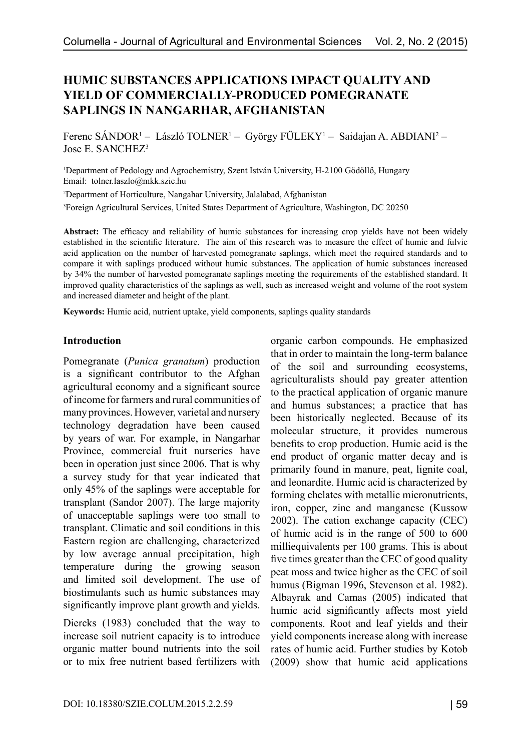# HUMIC SUBSTANCES APPLICATIONS IMPACT QUALITY AND YIELD OF COMMERCIALLY-PRODUCED POMEGRANATE SAPLINGS IN NANGARHAR, AFGHANISTAN

Ferenc SÁNDOR[1] – László TOLNER[1] – György FÜLEKY[1] – Saidajan A. ABDIANI[2] – Jose E. SANCHEZ[3]

[1]Department of Pedology and Agrochemistry, Szent István University, H-2100 Gödöllő, Hungary
Email: tolner.laszlo@mkk.szie.hu

[2]Department of Horticulture, Nangahar University, Jalalabad, Afghanistan

[3]Foreign Agricultural Services, United States Department of Agriculture, Washington, DC 20250

**Abstract:** The efficacy and reliability of humic substances for increasing crop yields have not been widely established in the scientific literature. The aim of this research was to measure the effect of humic and fulvic acid application on the number of harvested pomegranate saplings, which meet the required standards and to compare it with saplings produced without humic substances. The application of humic substances increased by 34% the number of harvested pomegranate saplings meeting the requirements of the established standard. It improved quality characteristics of the saplings as well, such as increased weight and volume of the root system and increased diameter and height of the plant.

**Keywords:** Humic acid, nutrient uptake, yield components, saplings quality standards

## Introduction

Pomegranate (*Punica granatum*) production is a significant contributor to the Afghan agricultural economy and a significant source of income for farmers and rural communities of many provinces. However, varietal and nursery technology degradation have been caused by years of war. For example, in Nangarhar Province, commercial fruit nurseries have been in operation just since 2006. That is why a survey study for that year indicated that only 45% of the saplings were acceptable for transplant (Sandor 2007). The large majority of unacceptable saplings were too small to transplant. Climatic and soil conditions in this Eastern region are challenging, characterized by low average annual precipitation, high temperature during the growing season and limited soil development. The use of biostimulants such as humic substances may significantly improve plant growth and yields.

Diercks (1983) concluded that the way to increase soil nutrient capacity is to introduce organic matter bound nutrients into the soil or to mix free nutrient based fertilizers with organic carbon compounds. He emphasized that in order to maintain the long-term balance of the soil and surrounding ecosystems, agriculturalists should pay greater attention to the practical application of organic manure and humus substances; a practice that has been historically neglected. Because of its molecular structure, it provides numerous benefits to crop production. Humic acid is the end product of organic matter decay and is primarily found in manure, peat, lignite coal, and leonardite. Humic acid is characterized by forming chelates with metallic micronutrients, iron, copper, zinc and manganese (Kussow 2002). The cation exchange capacity (CEC) of humic acid is in the range of 500 to 600 milliequivalents per 100 grams. This is about five times greater than the CEC of good quality peat moss and twice higher as the CEC of soil humus (Bigman 1996, Stevenson et al. 1982). Albayrak and Camas (2005) indicated that humic acid significantly affects most yield components. Root and leaf yields and their yield components increase along with increase rates of humic acid. Further studies by Kotob (2009) show that humic acid applications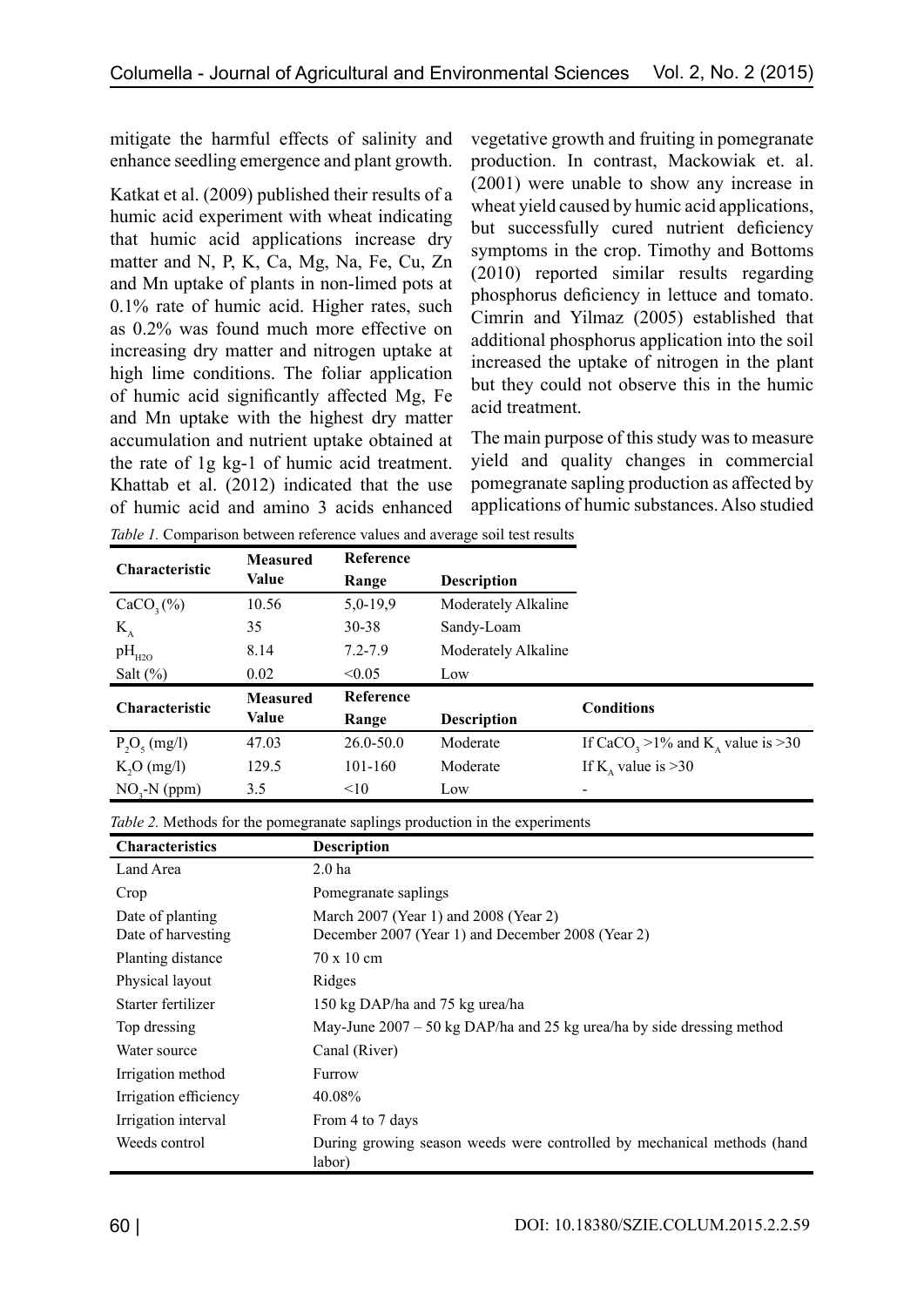mitigate the harmful effects of salinity and enhance seedling emergence and plant growth.

Katkat et al. (2009) published their results of a humic acid experiment with wheat indicating that humic acid applications increase dry matter and N, P, K, Ca, Mg, Na, Fe, Cu, Zn and Mn uptake of plants in non-limed pots at 0.1% rate of humic acid. Higher rates, such as 0.2% was found much more effective on increasing dry matter and nitrogen uptake at high lime conditions. The foliar application of humic acid significantly affected Mg, Fe and Mn uptake with the highest dry matter accumulation and nutrient uptake obtained at the rate of 1g kg-1 of humic acid treatment. Khattab et al. (2012) indicated that the use of humic acid and amino 3 acids enhanced vegetative growth and fruiting in pomegranate production. In contrast, Mackowiak et. al. (2001) were unable to show any increase in wheat yield caused by humic acid applications, but successfully cured nutrient deficiency symptoms in the crop. Timothy and Bottoms (2010) reported similar results regarding phosphorus deficiency in lettuce and tomato. Cimrin and Yilmaz (2005) established that additional phosphorus application into the soil increased the uptake of nitrogen in the plant but they could not observe this in the humic acid treatment.

The main purpose of this study was to measure yield and quality changes in commercial pomegranate sapling production as affected by applications of humic substances. Also studied

*Table 1.* Comparison between reference values and average soil test results

| Characteristic | Measured Value | Reference Range | Description | |
|---|---|---|---|---|
| $CaCO_3$ (%) | 10.56 | 5,0-19,9 | Moderately Alkaline | |
| $K_A$ | 35 | 30-38 | Sandy-Loam | |
| $pH_{H2O}$ | 8.14 | 7.2-7.9 | Moderately Alkaline | |
| Salt (%) | 0.02 | <0.05 | Low | |
| **Characteristic** | **Measured Value** | **Reference Range** | **Description** | **Conditions** |
| $P_2O_5$ (mg/l) | 47.03 | 26.0-50.0 | Moderate | If $CaCO_3$ >1% and $K_A$ value is >30 |
| $K_2O$ (mg/l) | 129.5 | 101-160 | Moderate | If $K_A$ value is >30 |
| $NO_3$-N (ppm) | 3.5 | <10 | Low | - |

*Table 2.* Methods for the pomegranate saplings production in the experiments

| Characteristics | Description |
|---|---|
| Land Area | 2.0 ha |
| Crop | Pomegranate saplings |
| Date of planting<br>Date of harvesting | March 2007 (Year 1) and 2008 (Year 2)<br>December 2007 (Year 1) and December 2008 (Year 2) |
| Planting distance | 70 x 10 cm |
| Physical layout | Ridges |
| Starter fertilizer | 150 kg DAP/ha and 75 kg urea/ha |
| Top dressing | May-June 2007 – 50 kg DAP/ha and 25 kg urea/ha by side dressing method |
| Water source | Canal (River) |
| Irrigation method | Furrow |
| Irrigation efficiency | 40.08% |
| Irrigation interval | From 4 to 7 days |
| Weeds control | During growing season weeds were controlled by mechanical methods (hand labor) |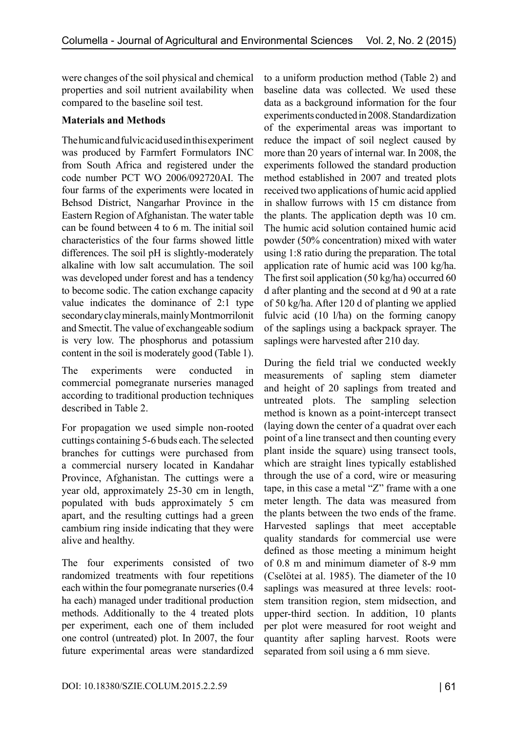were changes of the soil physical and chemical properties and soil nutrient availability when compared to the baseline soil test.

**Materials and Methods**

The humic and fulvic acid used in this experiment was produced by Farmfert Formulators INC from South Africa and registered under the code number PCT WO 2006/092720AI. The four farms of the experiments were located in Behsod District, Nangarhar Province in the Eastern Region of Afghanistan. The water table can be found between 4 to 6 m. The initial soil characteristics of the four farms showed little differences. The soil pH is slightly-moderately alkaline with low salt accumulation. The soil was developed under forest and has a tendency to become sodic. The cation exchange capacity value indicates the dominance of 2:1 type secondary clay minerals, mainly Montmorrilonit and Smectit. The value of exchangeable sodium is very low. The phosphorus and potassium content in the soil is moderately good (Table 1).

The experiments were conducted in commercial pomegranate nurseries managed according to traditional production techniques described in Table 2.

For propagation we used simple non-rooted cuttings containing 5-6 buds each. The selected branches for cuttings were purchased from a commercial nursery located in Kandahar Province, Afghanistan. The cuttings were a year old, approximately 25-30 cm in length, populated with buds approximately 5 cm apart, and the resulting cuttings had a green cambium ring inside indicating that they were alive and healthy.

The four experiments consisted of two randomized treatments with four repetitions each within the four pomegranate nurseries (0.4 ha each) managed under traditional production methods. Additionally to the 4 treated plots per experiment, each one of them included one control (untreated) plot. In 2007, the four future experimental areas were standardized to a uniform production method (Table 2) and baseline data was collected. We used these data as a background information for the four experiments conducted in 2008. Standardization of the experimental areas was important to reduce the impact of soil neglect caused by more than 20 years of internal war. In 2008, the experiments followed the standard production method established in 2007 and treated plots received two applications of humic acid applied in shallow furrows with 15 cm distance from the plants. The application depth was 10 cm. The humic acid solution contained humic acid powder (50% concentration) mixed with water using 1:8 ratio during the preparation. The total application rate of humic acid was 100 kg/ha. The first soil application (50 kg/ha) occurred 60 d after planting and the second at d 90 at a rate of 50 kg/ha. After 120 d of planting we applied fulvic acid (10 l/ha) on the forming canopy of the saplings using a backpack sprayer. The saplings were harvested after 210 day.

During the field trial we conducted weekly measurements of sapling stem diameter and height of 20 saplings from treated and untreated plots. The sampling selection method is known as a point-intercept transect (laying down the center of a quadrat over each point of a line transect and then counting every plant inside the square) using transect tools, which are straight lines typically established through the use of a cord, wire or measuring tape, in this case a metal "Z" frame with a one meter length. The data was measured from the plants between the two ends of the frame. Harvested saplings that meet acceptable quality standards for commercial use were defined as those meeting a minimum height of 0.8 m and minimum diameter of 8-9 mm (Cselötei at al. 1985). The diameter of the 10 saplings was measured at three levels: root-stem transition region, stem midsection, and upper-third section. In addition, 10 plants per plot were measured for root weight and quantity after sapling harvest. Roots were separated from soil using a 6 mm sieve.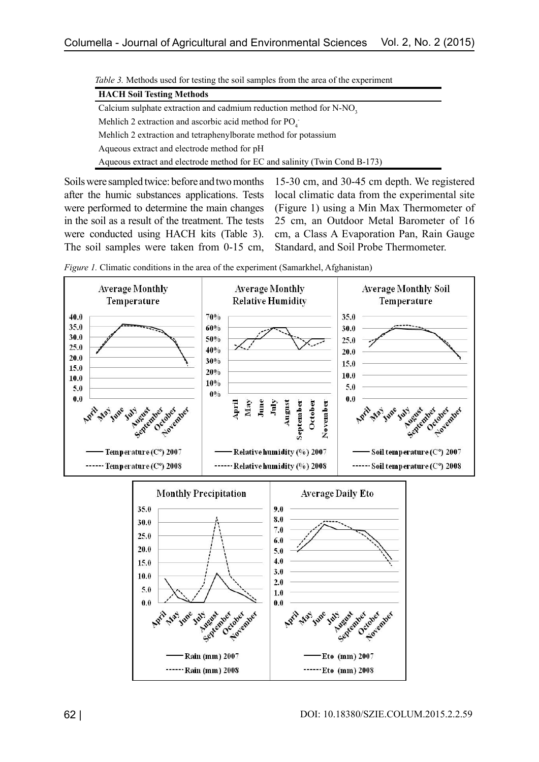*Table 3.* Methods used for testing the soil samples from the area of the experiment

| HACH Soil Testing Methods |
|---|
| Calcium sulphate extraction and cadmium reduction method for $N\text{-}NO_3$ |
| Mehlich 2 extraction and ascorbic acid method for $PO_4^-$ |
| Mehlich 2 extraction and tetraphenylborate method for potassium |
| Aqueous extract and electrode method for pH |
| Aqueous extract and electrode method for EC and salinity (Twin Cond B-173) |

Soils were sampled twice: before and two months after the humic substances applications. Tests were performed to determine the main changes in the soil as a result of the treatment. The tests were conducted using HACH kits (Table 3). The soil samples were taken from 0-15 cm, 15-30 cm, and 30-45 cm depth. We registered local climatic data from the experimental site (Figure 1) using a Min Max Thermometer of 25 cm, an Outdoor Metal Barometer of 16 cm, a Class A Evaporation Pan, Rain Gauge Standard, and Soil Probe Thermometer.

*Figure 1.* Climatic conditions in the area of the experiment (Samarkhel, Afghanistan)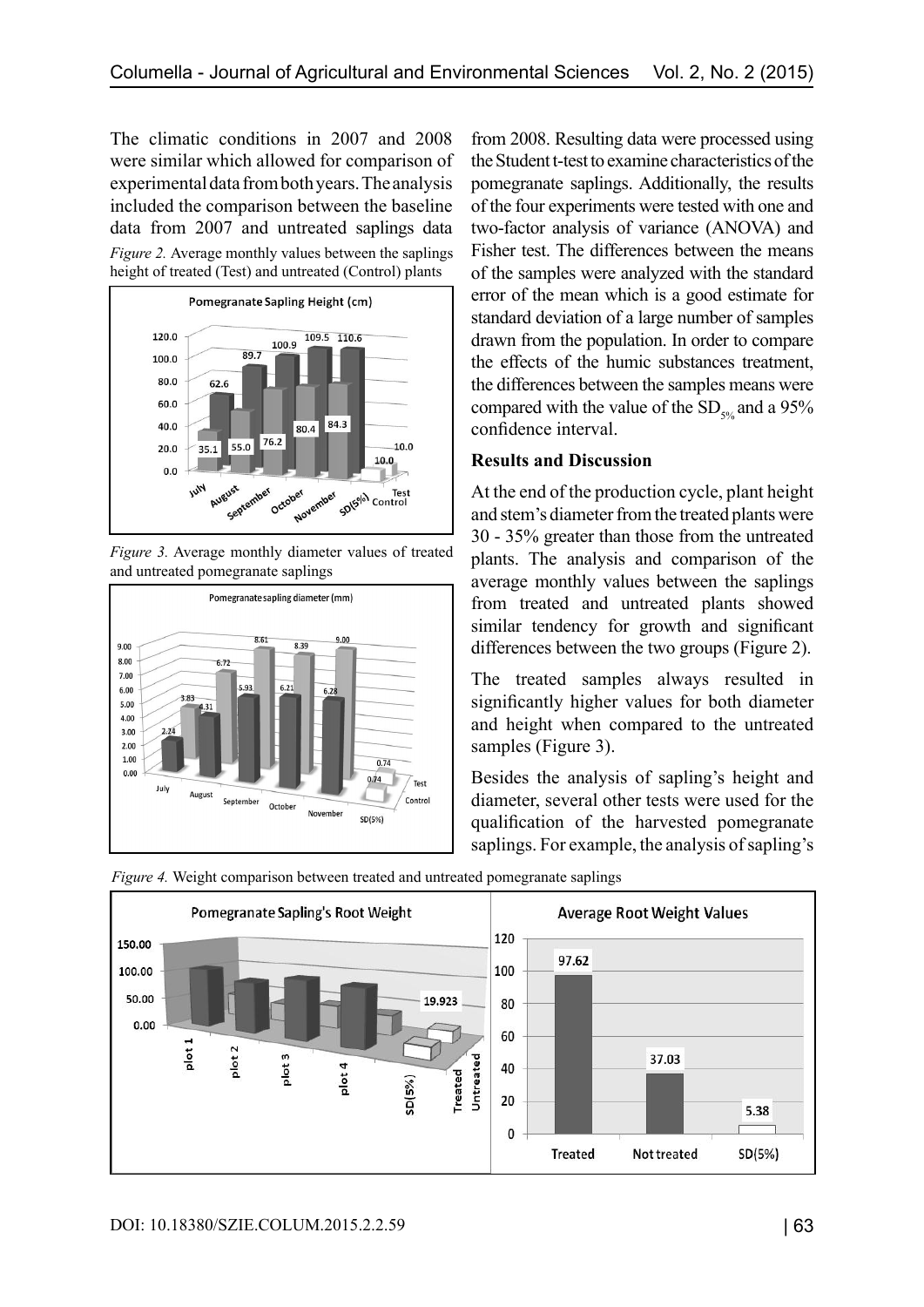The climatic conditions in 2007 and 2008 were similar which allowed for comparison of experimental data from both years. The analysis included the comparison between the baseline data from 2007 and untreated saplings data from 2008. Resulting data were processed using the Student t-test to examine characteristics of the pomegranate saplings. Additionally, the results of the four experiments were tested with one and two-factor analysis of variance (ANOVA) and Fisher test. The differences between the means of the samples were analyzed with the standard error of the mean which is a good estimate for standard deviation of a large number of samples drawn from the population. In order to compare the effects of the humic substances treatment, the differences between the samples means were compared with the value of the $SD_{5\%}$ and a 95% confidence interval.

*Figure 2.* Average monthly values between the saplings height of treated (Test) and untreated (Control) plants

*Figure 3.* Average monthly diameter values of treated and untreated pomegranate saplings

## Results and Discussion

At the end of the production cycle, plant height and stem's diameter from the treated plants were 30 - 35% greater than those from the untreated plants. The analysis and comparison of the average monthly values between the saplings from treated and untreated plants showed similar tendency for growth and significant differences between the two groups (Figure 2).

The treated samples always resulted in significantly higher values for both diameter and height when compared to the untreated samples (Figure 3).

Besides the analysis of sapling's height and diameter, several other tests were used for the qualification of the harvested pomegranate saplings. For example, the analysis of sapling's

*Figure 4.* Weight comparison between treated and untreated pomegranate saplings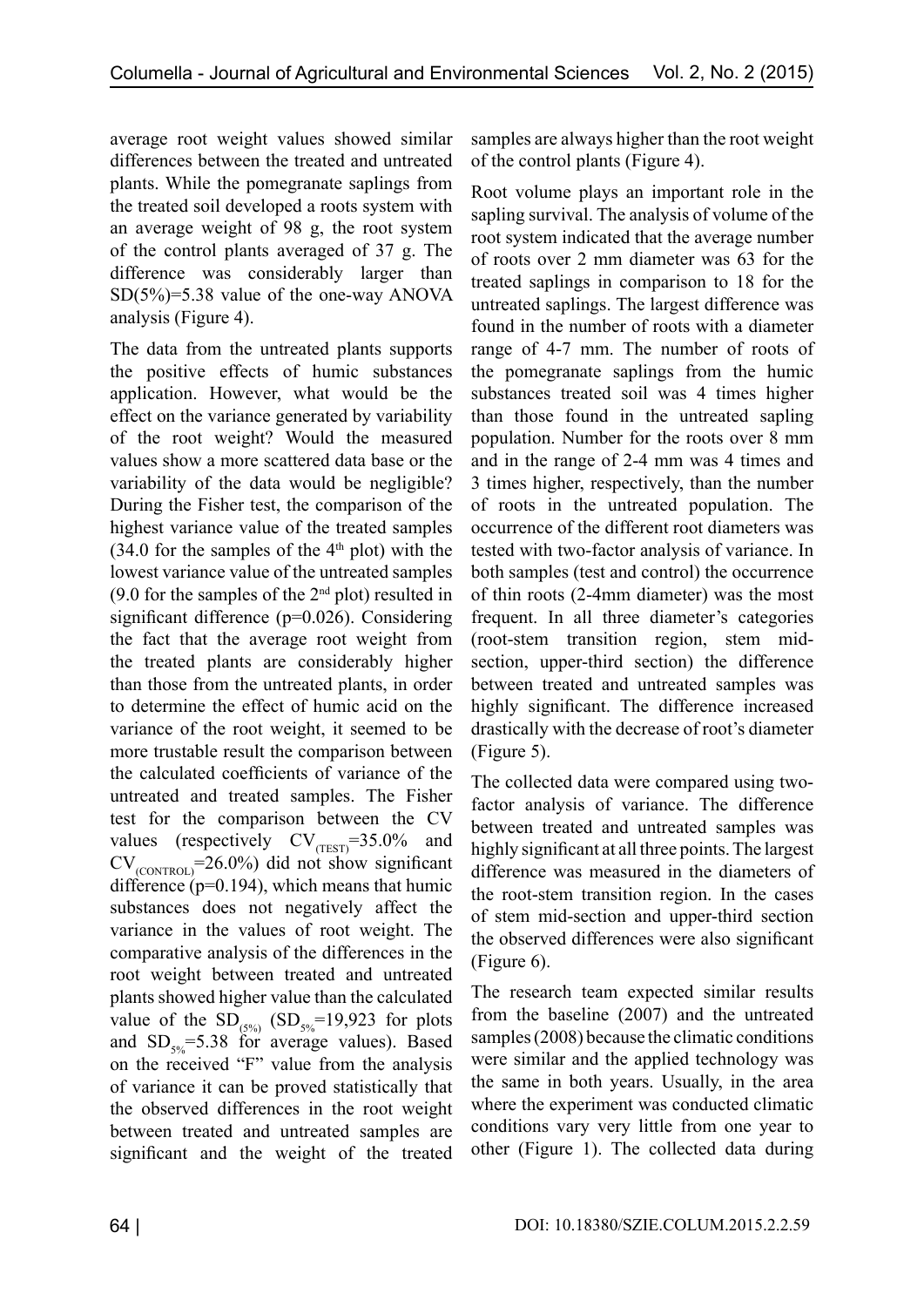average root weight values showed similar differences between the treated and untreated plants. While the pomegranate saplings from the treated soil developed a roots system with an average weight of 98 g, the root system of the control plants averaged of 37 g. The difference was considerably larger than SD(5%)=5.38 value of the one-way ANOVA analysis (Figure 4).

The data from the untreated plants supports the positive effects of humic substances application. However, what would be the effect on the variance generated by variability of the root weight? Would the measured values show a more scattered data base or the variability of the data would be negligible? During the Fisher test, the comparison of the highest variance value of the treated samples (34.0 for the samples of the 4th plot) with the lowest variance value of the untreated samples (9.0 for the samples of the 2nd plot) resulted in significant difference (p=0.026). Considering the fact that the average root weight from the treated plants are considerably higher than those from the untreated plants, in order to determine the effect of humic acid on the variance of the root weight, it seemed to be more trustable result the comparison between the calculated coefficients of variance of the untreated and treated samples. The Fisher test for the comparison between the CV values (respectively $CV_{(TEST)}$=35.0% and $CV_{(CONTROL)}$=26.0%) did not show significant difference (p=0.194), which means that humic substances does not negatively affect the variance in the values of root weight. The comparative analysis of the differences in the root weight between treated and untreated plants showed higher value than the calculated value of the $SD_{(5\%)}$ ($SD_{5\%}$=19,923 for plots and $SD_{5\%}$=5.38 for average values). Based on the received "F" value from the analysis of variance it can be proved statistically that the observed differences in the root weight between treated and untreated samples are significant and the weight of the treated samples are always higher than the root weight of the control plants (Figure 4).

Root volume plays an important role in the sapling survival. The analysis of volume of the root system indicated that the average number of roots over 2 mm diameter was 63 for the treated saplings in comparison to 18 for the untreated saplings. The largest difference was found in the number of roots with a diameter range of 4-7 mm. The number of roots of the pomegranate saplings from the humic substances treated soil was 4 times higher than those found in the untreated sapling population. Number for the roots over 8 mm and in the range of 2-4 mm was 4 times and 3 times higher, respectively, than the number of roots in the untreated population. The occurrence of the different root diameters was tested with two-factor analysis of variance. In both samples (test and control) the occurrence of thin roots (2-4mm diameter) was the most frequent. In all three diameter's categories (root-stem transition region, stem mid-section, upper-third section) the difference between treated and untreated samples was highly significant. The difference increased drastically with the decrease of root's diameter (Figure 5).

The collected data were compared using two-factor analysis of variance. The difference between treated and untreated samples was highly significant at all three points. The largest difference was measured in the diameters of the root-stem transition region. In the cases of stem mid-section and upper-third section the observed differences were also significant (Figure 6).

The research team expected similar results from the baseline (2007) and the untreated samples (2008) because the climatic conditions were similar and the applied technology was the same in both years. Usually, in the area where the experiment was conducted climatic conditions vary very little from one year to other (Figure 1). The collected data during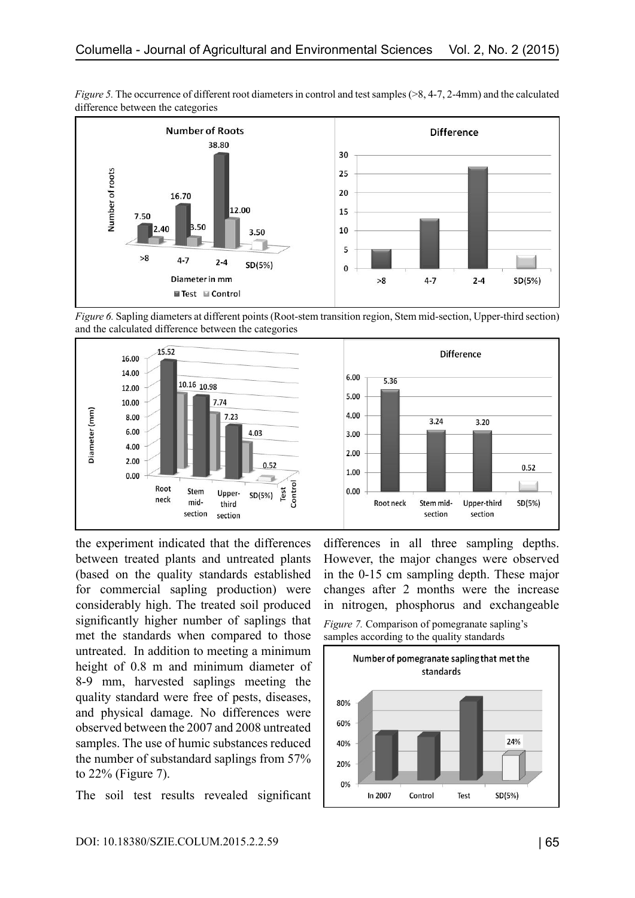*Figure 5.* The occurrence of different root diameters in control and test samples (>8, 4-7, 2-4mm) and the calculated difference between the categories

*Figure 6.* Sapling diameters at different points (Root-stem transition region, Stem mid-section, Upper-third section) and the calculated difference between the categories

the experiment indicated that the differences between treated plants and untreated plants (based on the quality standards established for commercial sapling production) were considerably high. The treated soil produced significantly higher number of saplings that met the standards when compared to those untreated. In addition to meeting a minimum height of 0.8 m and minimum diameter of 8-9 mm, harvested saplings meeting the quality standard were free of pests, diseases, and physical damage. No differences were observed between the 2007 and 2008 untreated samples. The use of humic substances reduced the number of substandard saplings from 57% to 22% (Figure 7).

The soil test results revealed significant differences in all three sampling depths. However, the major changes were observed in the 0-15 cm sampling depth. These major changes after 2 months were the increase in nitrogen, phosphorus and exchangeable

*Figure 7.* Comparison of pomegranate sapling's samples according to the quality standards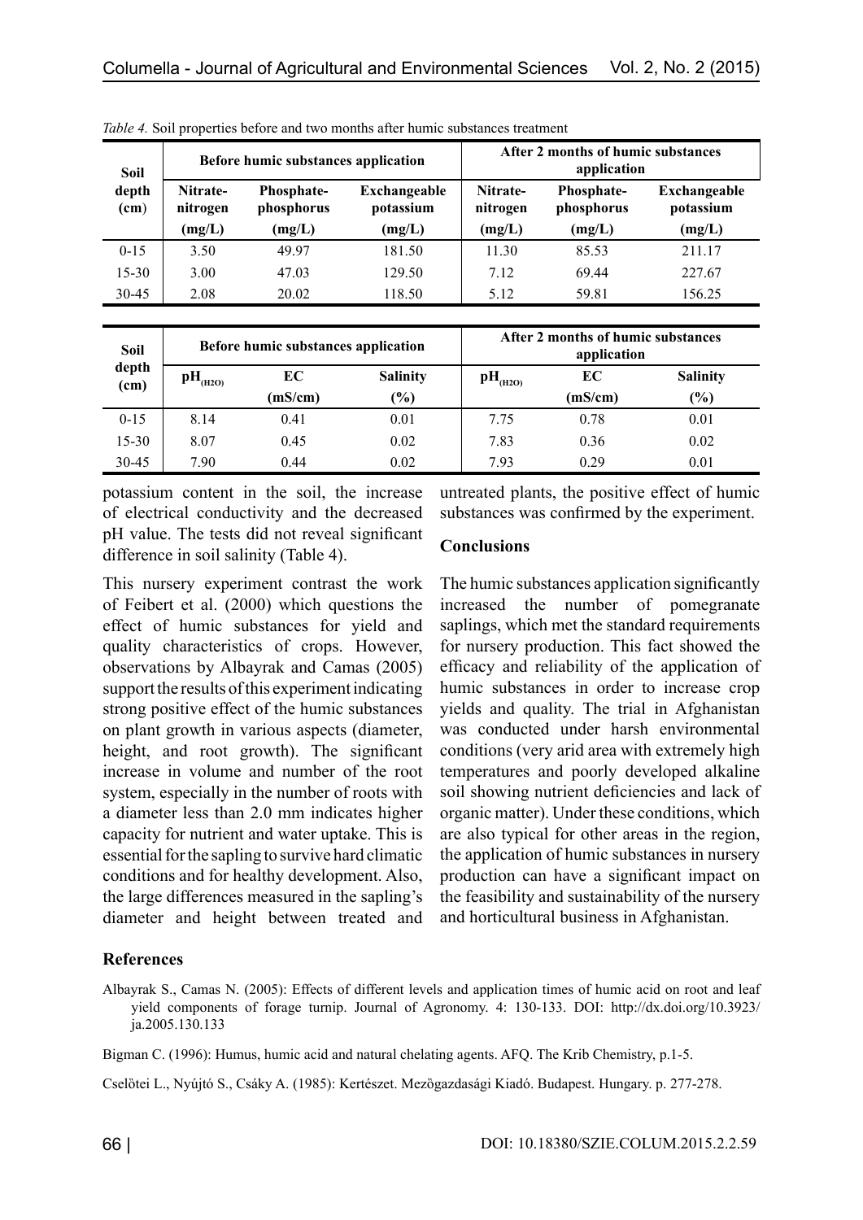*Table 4.* Soil properties before and two months after humic substances treatment

| Soil depth (cm) | Before humic substances application | | | After 2 months of humic substances application | | |
|---|---|---|---|---|---|---|
| | Nitrate-nitrogen (mg/L) | Phosphate-phosphorus (mg/L) | Exchangeable potassium (mg/L) | Nitrate-nitrogen (mg/L) | Phosphate-phosphorus (mg/L) | Exchangeable potassium (mg/L) |
| 0-15 | 3.50 | 49.97 | 181.50 | 11.30 | 85.53 | 211.17 |
| 15-30 | 3.00 | 47.03 | 129.50 | 7.12 | 69.44 | 227.67 |
| 30-45 | 2.08 | 20.02 | 118.50 | 5.12 | 59.81 | 156.25 |

| Soil depth (cm) | Before humic substances application | | | After 2 months of humic substances application | | |
|---|---|---|---|---|---|---|
| | $pH_{(H2O)}$ | EC (mS/cm) | Salinity (%) | $pH_{(H2O)}$ | EC (mS/cm) | Salinity (%) |
| 0-15 | 8.14 | 0.41 | 0.01 | 7.75 | 0.78 | 0.01 |
| 15-30 | 8.07 | 0.45 | 0.02 | 7.83 | 0.36 | 0.02 |
| 30-45 | 7.90 | 0.44 | 0.02 | 7.93 | 0.29 | 0.01 |

potassium content in the soil, the increase of electrical conductivity and the decreased pH value. The tests did not reveal significant difference in soil salinity (Table 4).

This nursery experiment contrast the work of Feibert et al. (2000) which questions the effect of humic substances for yield and quality characteristics of crops. However, observations by Albayrak and Camas (2005) support the results of this experiment indicating strong positive effect of the humic substances on plant growth in various aspects (diameter, height, and root growth). The significant increase in volume and number of the root system, especially in the number of roots with a diameter less than 2.0 mm indicates higher capacity for nutrient and water uptake. This is essential for the sapling to survive hard climatic conditions and for healthy development. Also, the large differences measured in the sapling's diameter and height between treated and untreated plants, the positive effect of humic substances was confirmed by the experiment.

## Conclusions

The humic substances application significantly increased the number of pomegranate saplings, which met the standard requirements for nursery production. This fact showed the efficacy and reliability of the application of humic substances in order to increase crop yields and quality. The trial in Afghanistan was conducted under harsh environmental conditions (very arid area with extremely high temperatures and poorly developed alkaline soil showing nutrient deficiencies and lack of organic matter). Under these conditions, which are also typical for other areas in the region, the application of humic substances in nursery production can have a significant impact on the feasibility and sustainability of the nursery and horticultural business in Afghanistan.

## References

Albayrak S., Camas N. (2005): Effects of different levels and application times of humic acid on root and leaf yield components of forage turnip. Journal of Agronomy. 4: 130-133. DOI: http://dx.doi.org/10.3923/ja.2005.130.133

Bigman C. (1996): Humus, humic acid and natural chelating agents. AFQ. The Krib Chemistry, p.1-5.

Cselötei L., Nyújtó S., Csáky A. (1985): Kertészet. Mezögazdasági Kiadó. Budapest. Hungary. p. 277-278.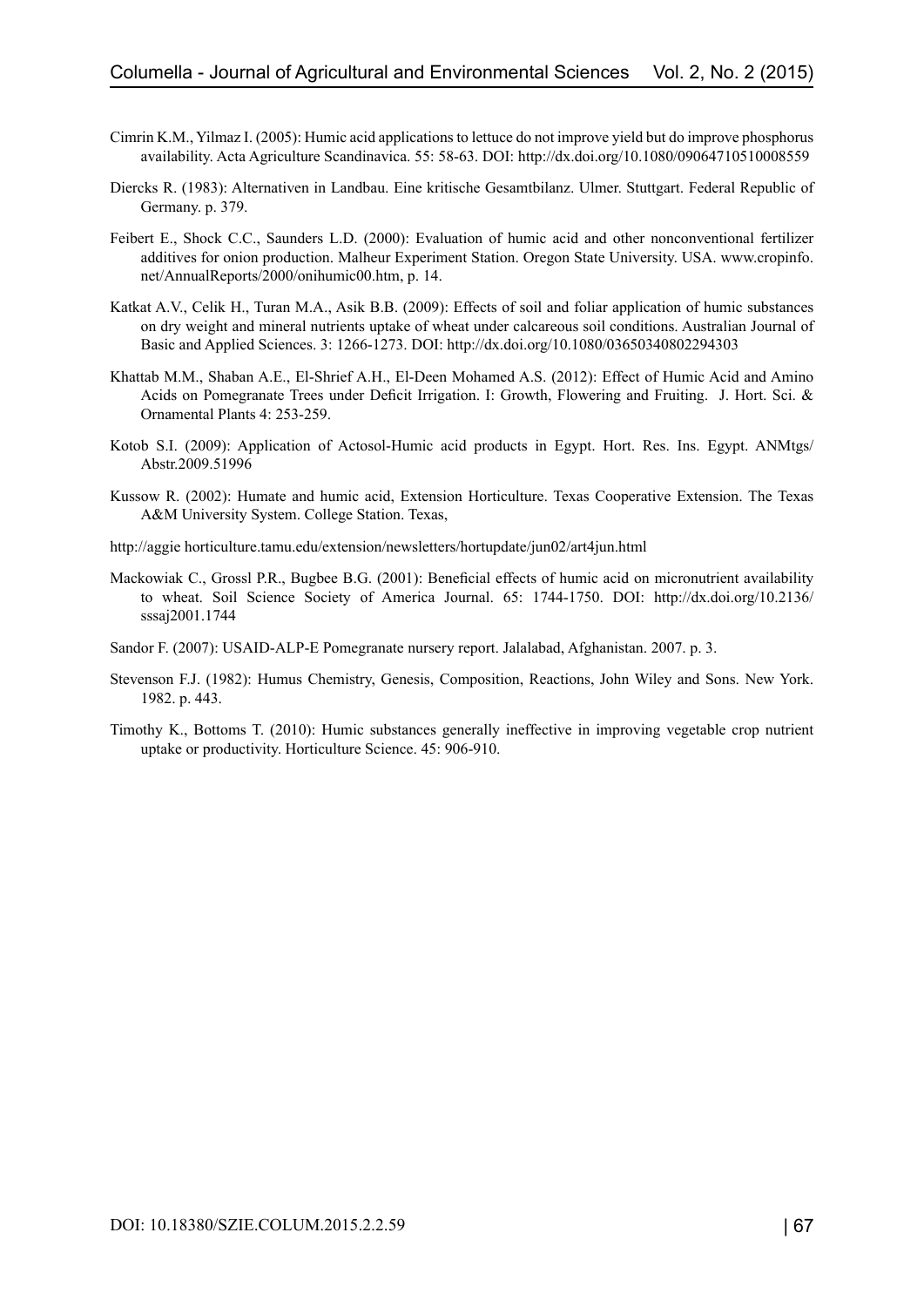Cimrin K.M., Yilmaz I. (2005): Humic acid applications to lettuce do not improve yield but do improve phosphorus availability. Acta Agriculture Scandinavica. 55: 58-63. DOI: http://dx.doi.org/10.1080/09064710510008559

Diercks R. (1983): Alternativen in Landbau. Eine kritische Gesamtbilanz. Ulmer. Stuttgart. Federal Republic of Germany. p. 379.

Feibert E., Shock C.C., Saunders L.D. (2000): Evaluation of humic acid and other nonconventional fertilizer additives for onion production. Malheur Experiment Station. Oregon State University. USA. www.cropinfo.net/AnnualReports/2000/onihumic00.htm, p. 14.

Katkat A.V., Celik H., Turan M.A., Asik B.B. (2009): Effects of soil and foliar application of humic substances on dry weight and mineral nutrients uptake of wheat under calcareous soil conditions. Australian Journal of Basic and Applied Sciences. 3: 1266-1273. DOI: http://dx.doi.org/10.1080/03650340802294303

Khattab M.M., Shaban A.E., El-Shrief A.H., El-Deen Mohamed A.S. (2012): Effect of Humic Acid and Amino Acids on Pomegranate Trees under Deficit Irrigation. I: Growth, Flowering and Fruiting. J. Hort. Sci. & Ornamental Plants 4: 253-259.

Kotob S.I. (2009): Application of Actosol-Humic acid products in Egypt. Hort. Res. Ins. Egypt. ANMtgs/Abstr.2009.51996

Kussow R. (2002): Humate and humic acid, Extension Horticulture. Texas Cooperative Extension. The Texas A&M University System. College Station. Texas,

http://aggie horticulture.tamu.edu/extension/newsletters/hortupdate/jun02/art4jun.html

Mackowiak C., Grossl P.R., Bugbee B.G. (2001): Beneficial effects of humic acid on micronutrient availability to wheat. Soil Science Society of America Journal. 65: 1744-1750. DOI: http://dx.doi.org/10.2136/sssaj2001.1744

Sandor F. (2007): USAID-ALP-E Pomegranate nursery report. Jalalabad, Afghanistan. 2007. p. 3.

Stevenson F.J. (1982): Humus Chemistry, Genesis, Composition, Reactions, John Wiley and Sons. New York. 1982. p. 443.

Timothy K., Bottoms T. (2010): Humic substances generally ineffective in improving vegetable crop nutrient uptake or productivity. Horticulture Science. 45: 906-910.